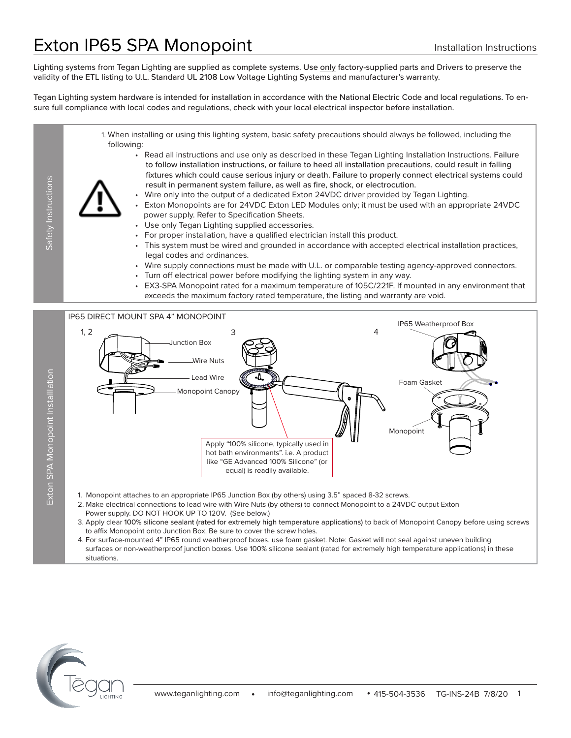# Exton IP65 SPA Monopoint

Installation Instructions

Lighting systems from Tegan Lighting are supplied as complete systems. Use only factory-supplied parts and Drivers to preserve the validity of the ETL listing to U.L. Standard UL 2108 Low Voltage Lighting Systems and manufacturer's warranty.

Tegan Lighting system hardware is intended for installation in accordance with the National Electric Code and local regulations. To ensure full compliance with local codes and regulations, check with your local electrical inspector before installation.

## Safety Instructions

1. When installing or using this lighting system, basic safety precautions should always be followed, including the following:
   - Read all instructions and use only as described in these Tegan Lighting Installation Instructions. Failure to follow installation instructions, or failure to heed all installation precautions, could result in falling fixtures which could cause serious injury or death. Failure to properly connect electrical systems could result in permanent system failure, as well as fire, shock, or electrocution.
   - Wire only into the output of a dedicated Exton 24VDC driver provided by Tegan Lighting.
   - Exton Monopoints are for 24VDC Exton LED Modules only; it must be used with an appropriate 24VDC power supply. Refer to Specification Sheets.
   - Use only Tegan Lighting supplied accessories.
   - For proper installation, have a qualified electrician install this product.
   - This system must be wired and grounded in accordance with accepted electrical installation practices, legal codes and ordinances.
   - Wire supply connections must be made with U.L. or comparable testing agency-approved connectors.
   - Turn off electrical power before modifying the lighting system in any way.
   - EX3-SPA Monopoint rated for a maximum temperature of 105C/221F. If mounted in any environment that exceeds the maximum factory rated temperature, the listing and warranty are void.

## Exton SPA Monopoint Installation

IP65 DIRECT MOUNT SPA 4" MONOPOINT

1, 2 — Junction Box, Wire Nuts, Lead Wire, Monopoint Canopy

3 — Apply "100% silicone, typically used in hot bath environments". i.e. A product like "GE Advanced 100% Silicone" (or equal) is readily available.

4 — IP65 Weatherproof Box, Foam Gasket, Monopoint

1. Monopoint attaches to an appropriate IP65 Junction Box (by others) using 3.5" spaced 8-32 screws.
2. Make electrical connections to lead wire with Wire Nuts (by others) to connect Monopoint to a 24VDC output Exton Power supply. DO NOT HOOK UP TO 120V. (See below.)
3. Apply clear 100% silicone sealant (rated for extremely high temperature applications) to back of Monopoint Canopy before using screws to affix Monopoint onto Junction Box. Be sure to cover the screw holes.
4. For surface-mounted 4" IP65 round weatherproof boxes, use foam gasket. Note: Gasket will not seal against uneven building surfaces or non-weatherproof junction boxes. Use 100% silicone sealant (rated for extremely high temperature applications) in these situations.

www.teganlighting.com • info@teganlighting.com • 415-504-3536 TG-INS-24B 7/8/20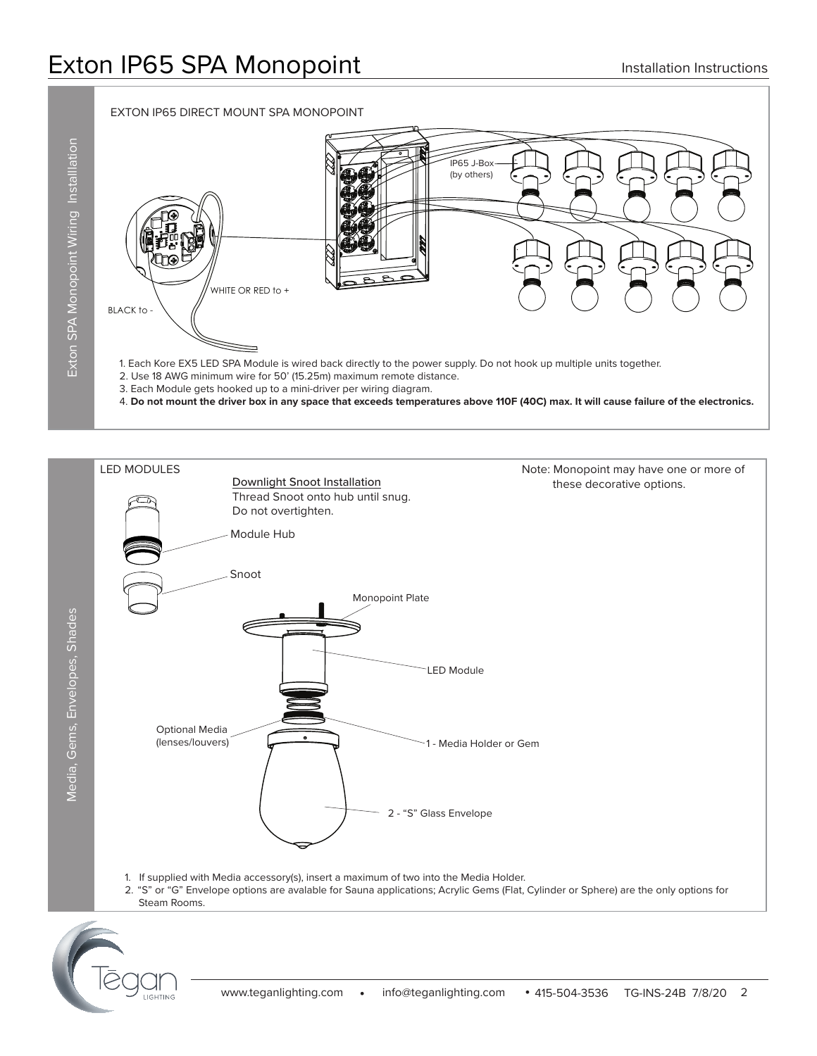# Exton IP65 SPA Monopoint

Installation Instructions

## Exton SPA Monopoint Wiring Installation

EXTON IP65 DIRECT MOUNT SPA MONOPOINT

IP65 J-Box (by others)

WHITE OR RED to +

BLACK to -

1. Each Kore EX5 LED SPA Module is wired back directly to the power supply. Do not hook up multiple units together.
2. Use 18 AWG minimum wire for 50' (15.25m) maximum remote distance.
3. Each Module gets hooked up to a mini-driver per wiring diagram.
4. **Do not mount the driver box in any space that exceeds temperatures above 110F (40C) max. It will cause failure of the electronics.**

## Media, Gems, Envelopes, Shades

LED MODULES

Downlight Snoot Installation
Thread Snoot onto hub until snug.
Do not overtighten.

Note: Monopoint may have one or more of these decorative options.

Module Hub

Snoot

Monopoint Plate

LED Module

Optional Media (lenses/louvers)

1 - Media Holder or Gem

2 - "S" Glass Envelope

1. If supplied with Media accessory(s), insert a maximum of two into the Media Holder.
2. "S" or "G" Envelope options are avalable for Sauna applications; Acrylic Gems (Flat, Cylinder or Sphere) are the only options for Steam Rooms.

www.teganlighting.com • info@teganlighting.com • 415-504-3536 TG-INS-24B 7/8/20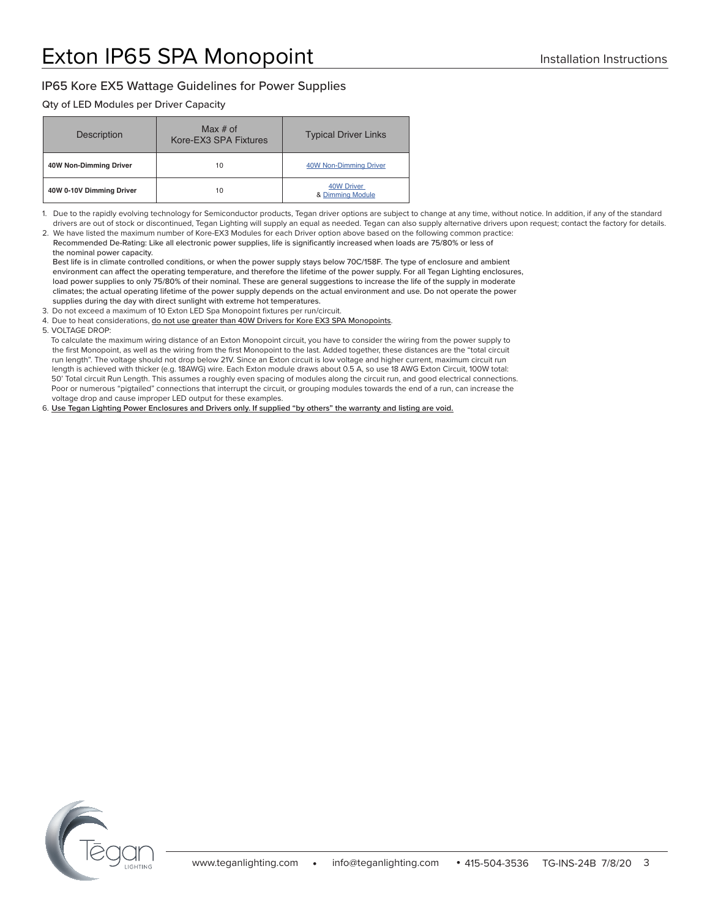## IP65 Kore EX5 Wattage Guidelines for Power Supplies

Qty of LED Modules per Driver Capacity

| Description | Max # of Kore-EX3 SPA Fixtures | Typical Driver Links |
|---|---|---|
| **40W Non-Dimming Driver** | 10 | 40W Non-Dimming Driver |
| **40W 0-10V Dimming Driver** | 10 | 40W Driver & Dimming Module |

1. Due to the rapidly evolving technology for Semiconductor products, Tegan driver options are subject to change at any time, without notice. In addition, if any of the standard drivers are out of stock or discontinued, Tegan Lighting will supply an equal as needed. Tegan can also supply alternative drivers upon request; contact the factory for details.
2. We have listed the maximum number of Kore-EX3 Modules for each Driver option above based on the following common practice:
   Recommended De-Rating: Like all electronic power supplies, life is significantly increased when loads are 75/80% or less of the nominal power capacity.
   Best life is in climate controlled conditions, or when the power supply stays below 70C/158F. The type of enclosure and ambient environment can affect the operating temperature, and therefore the lifetime of the power supply. For all Tegan Lighting enclosures, load power supplies to only 75/80% of their nominal. These are general suggestions to increase the life of the supply in moderate climates; the actual operating lifetime of the power supply depends on the actual environment and use. Do not operate the power supplies during the day with direct sunlight with extreme hot temperatures.
3. Do not exceed a maximum of 10 Exton LED Spa Monopoint fixtures per run/circuit.
4. Due to heat considerations, do not use greater than 40W Drivers for Kore EX3 SPA Monopoints.
5. VOLTAGE DROP:
   To calculate the maximum wiring distance of an Exton Monopoint circuit, you have to consider the wiring from the power supply to the first Monopoint, as well as the wiring from the first Monopoint to the last. Added together, these distances are the "total circuit run length". The voltage should not drop below 21V. Since an Exton circuit is low voltage and higher current, maximum circuit run length is achieved with thicker (e.g. 18AWG) wire. Each Exton module draws about 0.5 A, so use 18 AWG Exton Circuit, 100W total: 50' Total circuit Run Length. This assumes a roughly even spacing of modules along the circuit run, and good electrical connections. Poor or numerous "pigtailed" connections that interrupt the circuit, or grouping modules towards the end of a run, can increase the voltage drop and cause improper LED output for these examples.
6. **Use Tegan Lighting Power Enclosures and Drivers only. If supplied "by others" the warranty and listing are void.**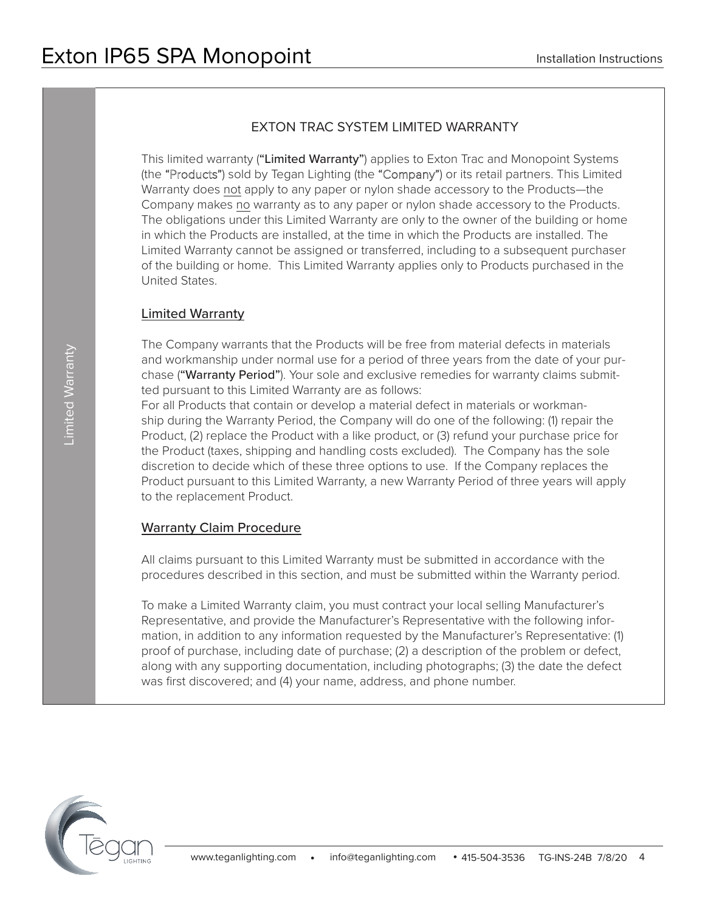## EXTON TRAC SYSTEM LIMITED WARRANTY

This limited warranty (**"Limited Warranty"**) applies to Exton Trac and Monopoint Systems (the "Products") sold by Tegan Lighting (the "Company") or its retail partners. This Limited Warranty does not apply to any paper or nylon shade accessory to the Products—the Company makes no warranty as to any paper or nylon shade accessory to the Products. The obligations under this Limited Warranty are only to the owner of the building or home in which the Products are installed, at the time in which the Products are installed. The Limited Warranty cannot be assigned or transferred, including to a subsequent purchaser of the building or home. This Limited Warranty applies only to Products purchased in the United States.

### Limited Warranty

The Company warrants that the Products will be free from material defects in materials and workmanship under normal use for a period of three years from the date of your purchase (**"Warranty Period"**). Your sole and exclusive remedies for warranty claims submitted pursuant to this Limited Warranty are as follows:

For all Products that contain or develop a material defect in materials or workmanship during the Warranty Period, the Company will do one of the following: (1) repair the Product, (2) replace the Product with a like product, or (3) refund your purchase price for the Product (taxes, shipping and handling costs excluded). The Company has the sole discretion to decide which of these three options to use. If the Company replaces the Product pursuant to this Limited Warranty, a new Warranty Period of three years will apply to the replacement Product.

### Warranty Claim Procedure

All claims pursuant to this Limited Warranty must be submitted in accordance with the procedures described in this section, and must be submitted within the Warranty period.

To make a Limited Warranty claim, you must contract your local selling Manufacturer's Representative, and provide the Manufacturer's Representative with the following information, in addition to any information requested by the Manufacturer's Representative: (1) proof of purchase, including date of purchase; (2) a description of the problem or defect, along with any supporting documentation, including photographs; (3) the date the defect was first discovered; and (4) your name, address, and phone number.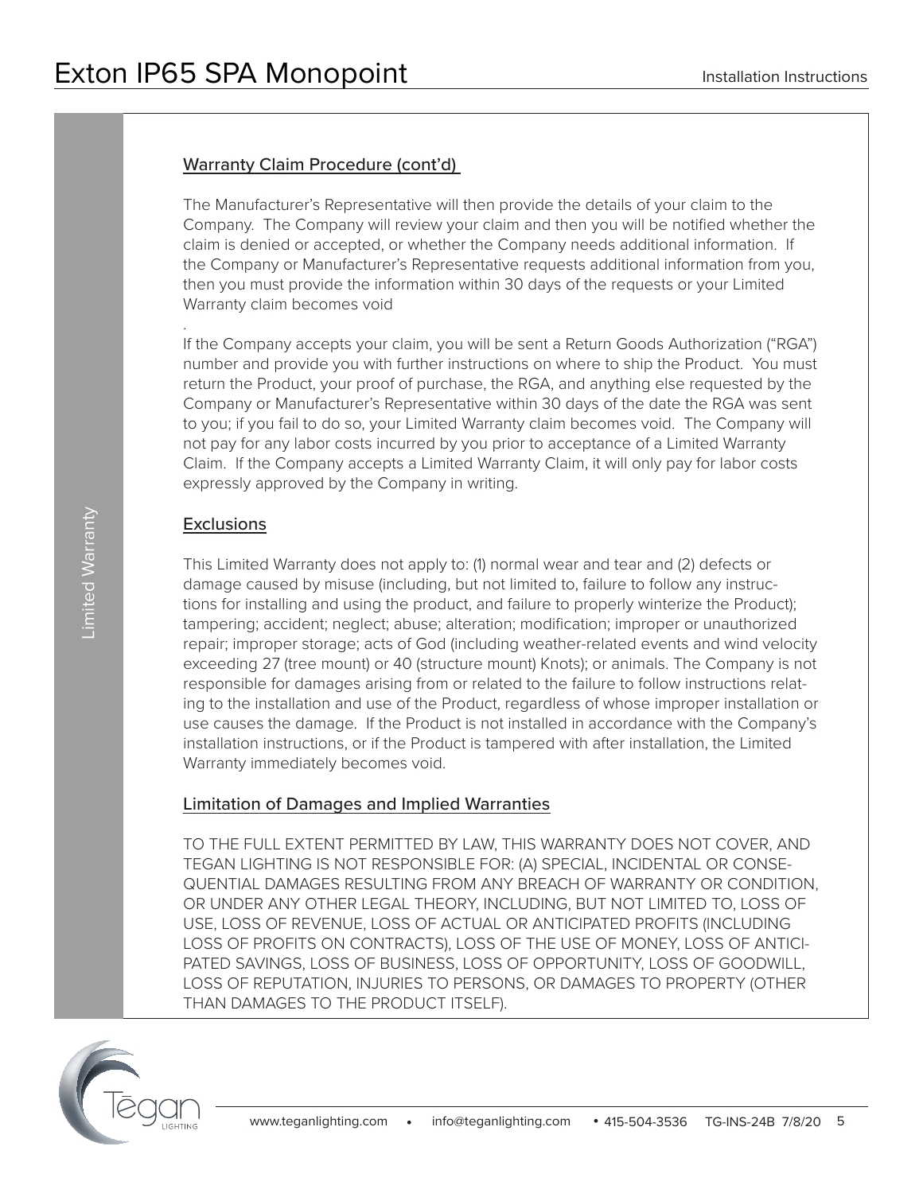## Warranty Claim Procedure (cont'd)

The Manufacturer's Representative will then provide the details of your claim to the Company. The Company will review your claim and then you will be notified whether the claim is denied or accepted, or whether the Company needs additional information. If the Company or Manufacturer's Representative requests additional information from you, then you must provide the information within 30 days of the requests or your Limited Warranty claim becomes void

.

If the Company accepts your claim, you will be sent a Return Goods Authorization ("RGA") number and provide you with further instructions on where to ship the Product. You must return the Product, your proof of purchase, the RGA, and anything else requested by the Company or Manufacturer's Representative within 30 days of the date the RGA was sent to you; if you fail to do so, your Limited Warranty claim becomes void. The Company will not pay for any labor costs incurred by you prior to acceptance of a Limited Warranty Claim. If the Company accepts a Limited Warranty Claim, it will only pay for labor costs expressly approved by the Company in writing.

## Exclusions

This Limited Warranty does not apply to: (1) normal wear and tear and (2) defects or damage caused by misuse (including, but not limited to, failure to follow any instructions for installing and using the product, and failure to properly winterize the Product); tampering; accident; neglect; abuse; alteration; modification; improper or unauthorized repair; improper storage; acts of God (including weather-related events and wind velocity exceeding 27 (tree mount) or 40 (structure mount) Knots); or animals. The Company is not responsible for damages arising from or related to the failure to follow instructions relating to the installation and use of the Product, regardless of whose improper installation or use causes the damage. If the Product is not installed in accordance with the Company's installation instructions, or if the Product is tampered with after installation, the Limited Warranty immediately becomes void.

## Limitation of Damages and Implied Warranties

TO THE FULL EXTENT PERMITTED BY LAW, THIS WARRANTY DOES NOT COVER, AND TEGAN LIGHTING IS NOT RESPONSIBLE FOR: (A) SPECIAL, INCIDENTAL OR CONSEQUENTIAL DAMAGES RESULTING FROM ANY BREACH OF WARRANTY OR CONDITION, OR UNDER ANY OTHER LEGAL THEORY, INCLUDING, BUT NOT LIMITED TO, LOSS OF USE, LOSS OF REVENUE, LOSS OF ACTUAL OR ANTICIPATED PROFITS (INCLUDING LOSS OF PROFITS ON CONTRACTS), LOSS OF THE USE OF MONEY, LOSS OF ANTICIPATED SAVINGS, LOSS OF BUSINESS, LOSS OF OPPORTUNITY, LOSS OF GOODWILL, LOSS OF REPUTATION, INJURIES TO PERSONS, OR DAMAGES TO PROPERTY (OTHER THAN DAMAGES TO THE PRODUCT ITSELF).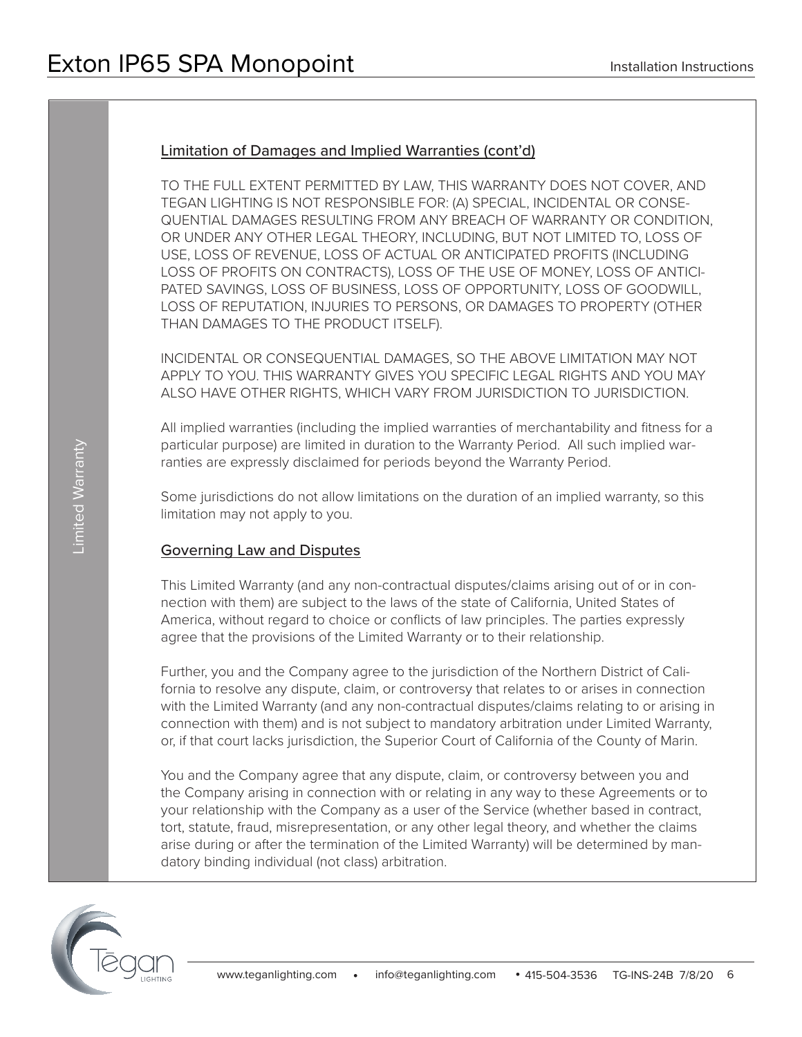## Limitation of Damages and Implied Warranties (cont'd)

TO THE FULL EXTENT PERMITTED BY LAW, THIS WARRANTY DOES NOT COVER, AND TEGAN LIGHTING IS NOT RESPONSIBLE FOR: (A) SPECIAL, INCIDENTAL OR CONSEQUENTIAL DAMAGES RESULTING FROM ANY BREACH OF WARRANTY OR CONDITION, OR UNDER ANY OTHER LEGAL THEORY, INCLUDING, BUT NOT LIMITED TO, LOSS OF USE, LOSS OF REVENUE, LOSS OF ACTUAL OR ANTICIPATED PROFITS (INCLUDING LOSS OF PROFITS ON CONTRACTS), LOSS OF THE USE OF MONEY, LOSS OF ANTICIPATED SAVINGS, LOSS OF BUSINESS, LOSS OF OPPORTUNITY, LOSS OF GOODWILL, LOSS OF REPUTATION, INJURIES TO PERSONS, OR DAMAGES TO PROPERTY (OTHER THAN DAMAGES TO THE PRODUCT ITSELF).

INCIDENTAL OR CONSEQUENTIAL DAMAGES, SO THE ABOVE LIMITATION MAY NOT APPLY TO YOU. THIS WARRANTY GIVES YOU SPECIFIC LEGAL RIGHTS AND YOU MAY ALSO HAVE OTHER RIGHTS, WHICH VARY FROM JURISDICTION TO JURISDICTION.

All implied warranties (including the implied warranties of merchantability and fitness for a particular purpose) are limited in duration to the Warranty Period. All such implied warranties are expressly disclaimed for periods beyond the Warranty Period.

Some jurisdictions do not allow limitations on the duration of an implied warranty, so this limitation may not apply to you.

## Governing Law and Disputes

This Limited Warranty (and any non-contractual disputes/claims arising out of or in connection with them) are subject to the laws of the state of California, United States of America, without regard to choice or conflicts of law principles. The parties expressly agree that the provisions of the Limited Warranty or to their relationship.

Further, you and the Company agree to the jurisdiction of the Northern District of California to resolve any dispute, claim, or controversy that relates to or arises in connection with the Limited Warranty (and any non-contractual disputes/claims relating to or arising in connection with them) and is not subject to mandatory arbitration under Limited Warranty, or, if that court lacks jurisdiction, the Superior Court of California of the County of Marin.

You and the Company agree that any dispute, claim, or controversy between you and the Company arising in connection with or relating in any way to these Agreements or to your relationship with the Company as a user of the Service (whether based in contract, tort, statute, fraud, misrepresentation, or any other legal theory, and whether the claims arise during or after the termination of the Limited Warranty) will be determined by mandatory binding individual (not class) arbitration.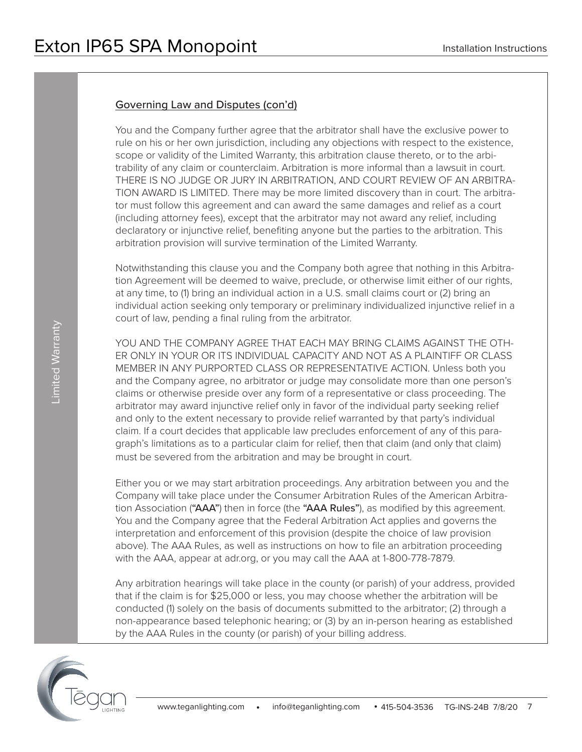## Governing Law and Disputes (con'd)

You and the Company further agree that the arbitrator shall have the exclusive power to rule on his or her own jurisdiction, including any objections with respect to the existence, scope or validity of the Limited Warranty, this arbitration clause thereto, or to the arbitrability of any claim or counterclaim. Arbitration is more informal than a lawsuit in court. THERE IS NO JUDGE OR JURY IN ARBITRATION, AND COURT REVIEW OF AN ARBITRATION AWARD IS LIMITED. There may be more limited discovery than in court. The arbitrator must follow this agreement and can award the same damages and relief as a court (including attorney fees), except that the arbitrator may not award any relief, including declaratory or injunctive relief, benefiting anyone but the parties to the arbitration. This arbitration provision will survive termination of the Limited Warranty.

Notwithstanding this clause you and the Company both agree that nothing in this Arbitration Agreement will be deemed to waive, preclude, or otherwise limit either of our rights, at any time, to (1) bring an individual action in a U.S. small claims court or (2) bring an individual action seeking only temporary or preliminary individualized injunctive relief in a court of law, pending a final ruling from the arbitrator.

YOU AND THE COMPANY AGREE THAT EACH MAY BRING CLAIMS AGAINST THE OTHER ONLY IN YOUR OR ITS INDIVIDUAL CAPACITY AND NOT AS A PLAINTIFF OR CLASS MEMBER IN ANY PURPORTED CLASS OR REPRESENTATIVE ACTION. Unless both you and the Company agree, no arbitrator or judge may consolidate more than one person's claims or otherwise preside over any form of a representative or class proceeding. The arbitrator may award injunctive relief only in favor of the individual party seeking relief and only to the extent necessary to provide relief warranted by that party's individual claim. If a court decides that applicable law precludes enforcement of any of this paragraph's limitations as to a particular claim for relief, then that claim (and only that claim) must be severed from the arbitration and may be brought in court.

Either you or we may start arbitration proceedings. Any arbitration between you and the Company will take place under the Consumer Arbitration Rules of the American Arbitration Association (**"AAA"**) then in force (the **"AAA Rules"**), as modified by this agreement. You and the Company agree that the Federal Arbitration Act applies and governs the interpretation and enforcement of this provision (despite the choice of law provision above). The AAA Rules, as well as instructions on how to file an arbitration proceeding with the AAA, appear at adr.org, or you may call the AAA at 1-800-778-7879.

Any arbitration hearings will take place in the county (or parish) of your address, provided that if the claim is for $25,000 or less, you may choose whether the arbitration will be conducted (1) solely on the basis of documents submitted to the arbitrator; (2) through a non-appearance based telephonic hearing; or (3) by an in-person hearing as established by the AAA Rules in the county (or parish) of your billing address.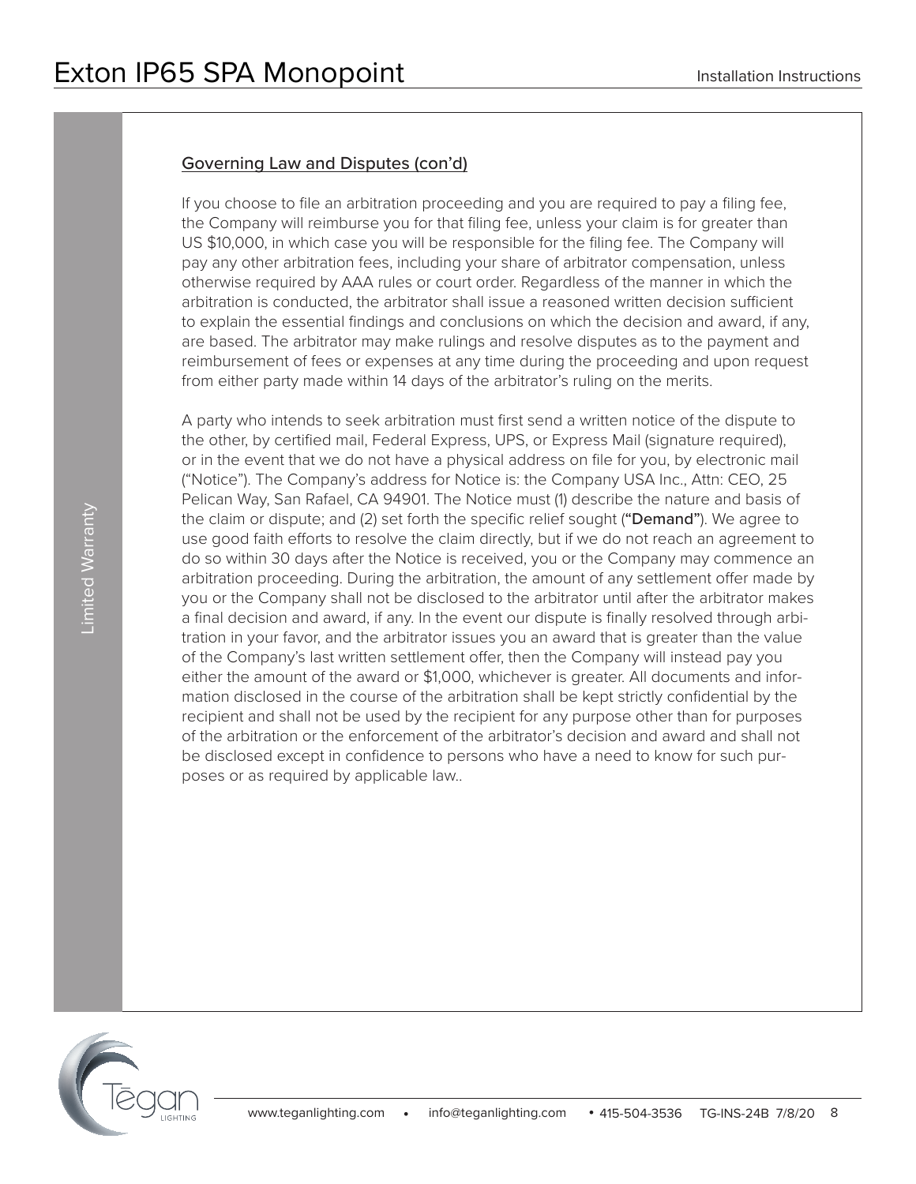## Governing Law and Disputes (con'd)

If you choose to file an arbitration proceeding and you are required to pay a filing fee, the Company will reimburse you for that filing fee, unless your claim is for greater than US $10,000, in which case you will be responsible for the filing fee. The Company will pay any other arbitration fees, including your share of arbitrator compensation, unless otherwise required by AAA rules or court order. Regardless of the manner in which the arbitration is conducted, the arbitrator shall issue a reasoned written decision sufficient to explain the essential findings and conclusions on which the decision and award, if any, are based. The arbitrator may make rulings and resolve disputes as to the payment and reimbursement of fees or expenses at any time during the proceeding and upon request from either party made within 14 days of the arbitrator's ruling on the merits.

A party who intends to seek arbitration must first send a written notice of the dispute to the other, by certified mail, Federal Express, UPS, or Express Mail (signature required), or in the event that we do not have a physical address on file for you, by electronic mail ("Notice"). The Company's address for Notice is: the Company USA Inc., Attn: CEO, 25 Pelican Way, San Rafael, CA 94901. The Notice must (1) describe the nature and basis of the claim or dispute; and (2) set forth the specific relief sought (**"Demand"**). We agree to use good faith efforts to resolve the claim directly, but if we do not reach an agreement to do so within 30 days after the Notice is received, you or the Company may commence an arbitration proceeding. During the arbitration, the amount of any settlement offer made by you or the Company shall not be disclosed to the arbitrator until after the arbitrator makes a final decision and award, if any. In the event our dispute is finally resolved through arbitration in your favor, and the arbitrator issues you an award that is greater than the value of the Company's last written settlement offer, then the Company will instead pay you either the amount of the award or $1,000, whichever is greater. All documents and information disclosed in the course of the arbitration shall be kept strictly confidential by the recipient and shall not be used by the recipient for any purpose other than for purposes of the arbitration or the enforcement of the arbitrator's decision and award and shall not be disclosed except in confidence to persons who have a need to know for such purposes or as required by applicable law..